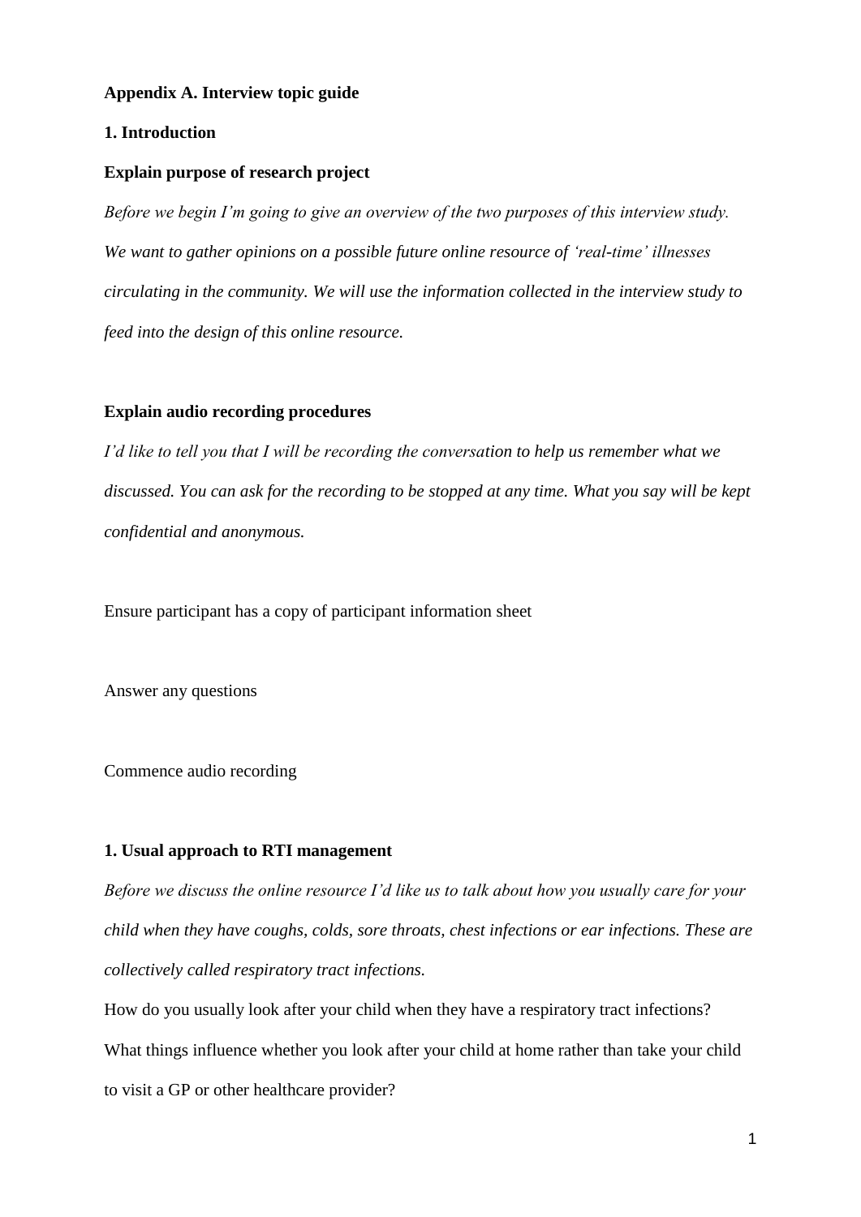**Appendix A. Interview topic guide**

**1. Introduction**

**Explain purpose of research project**

*Before we begin I'm going to give an overview of the two purposes of this interview study. We want to gather opinions on a possible future online resource of 'real-time' illnesses circulating in the community. We will use the information collected in the interview study to feed into the design of this online resource.*

**Explain audio recording procedures**

*I'd like to tell you that I will be recording the conversation to help us remember what we discussed. You can ask for the recording to be stopped at any time. What you say will be kept confidential and anonymous.*

Ensure participant has a copy of participant information sheet

Answer any questions

Commence audio recording

**1. Usual approach to RTI management**

*Before we discuss the online resource I'd like us to talk about how you usually care for your child when they have coughs, colds, sore throats, chest infections or ear infections. These are collectively called respiratory tract infections.*

How do you usually look after your child when they have a respiratory tract infections?

What things influence whether you look after your child at home rather than take your child to visit a GP or other healthcare provider?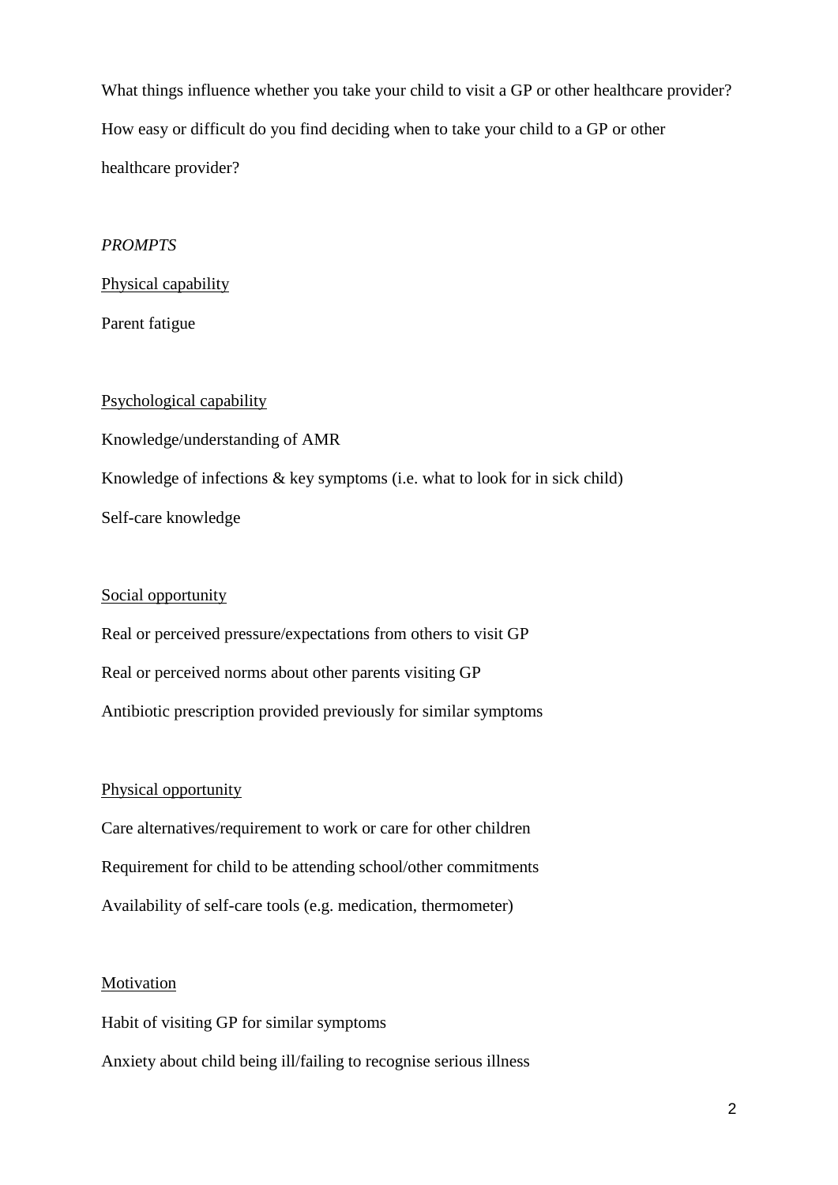What things influence whether you take your child to visit a GP or other healthcare provider?

How easy or difficult do you find deciding when to take your child to a GP or other healthcare provider?

*PROMPTS*

<u>Physical capability</u>

Parent fatigue

<u>Psychological capability</u>

Knowledge/understanding of AMR

Knowledge of infections & key symptoms (i.e. what to look for in sick child)

Self-care knowledge

<u>Social opportunity</u>

Real or perceived pressure/expectations from others to visit GP

Real or perceived norms about other parents visiting GP

Antibiotic prescription provided previously for similar symptoms

<u>Physical opportunity</u>

Care alternatives/requirement to work or care for other children

Requirement for child to be attending school/other commitments

Availability of self-care tools (e.g. medication, thermometer)

<u>Motivation</u>

Habit of visiting GP for similar symptoms

Anxiety about child being ill/failing to recognise serious illness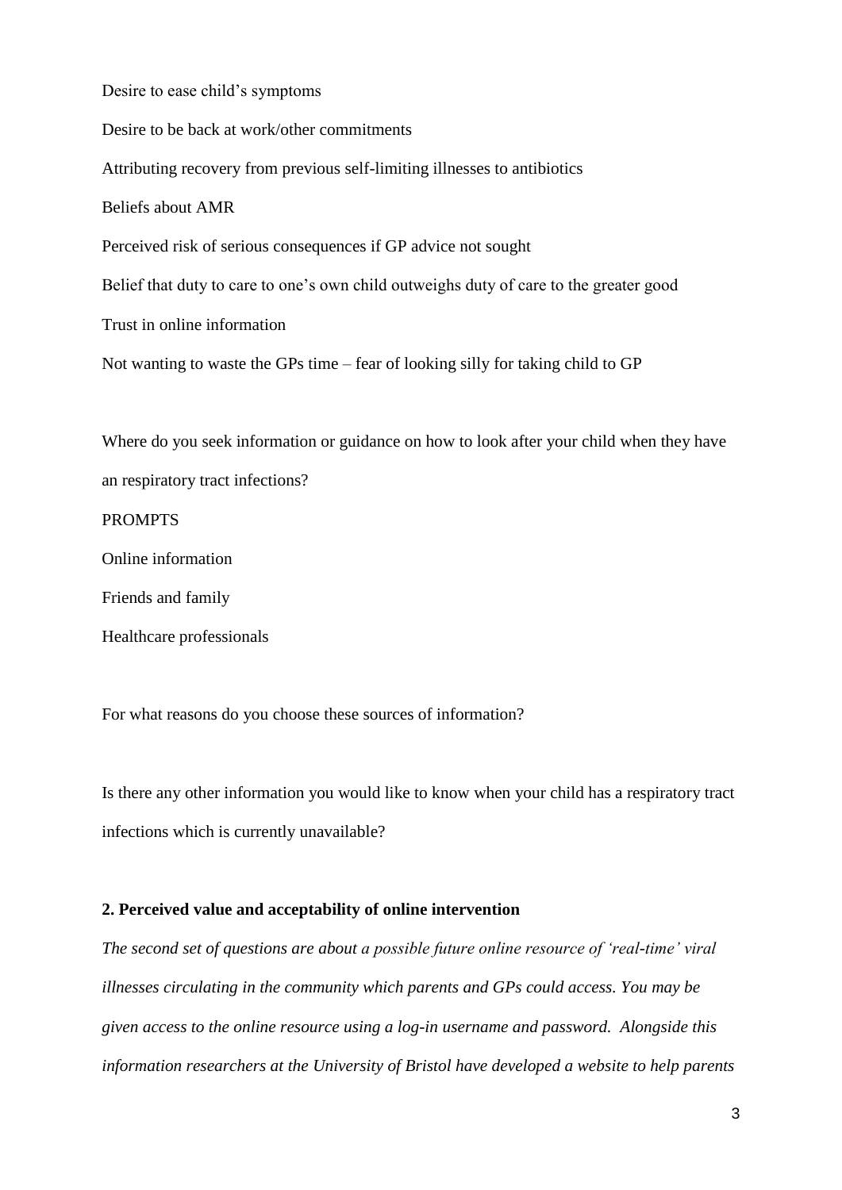Desire to ease child's symptoms

Desire to be back at work/other commitments

Attributing recovery from previous self-limiting illnesses to antibiotics

Beliefs about AMR

Perceived risk of serious consequences if GP advice not sought

Belief that duty to care to one's own child outweighs duty of care to the greater good

Trust in online information

Not wanting to waste the GPs time – fear of looking silly for taking child to GP

Where do you seek information or guidance on how to look after your child when they have an respiratory tract infections?

PROMPTS

Online information

Friends and family

Healthcare professionals

For what reasons do you choose these sources of information?

Is there any other information you would like to know when your child has a respiratory tract infections which is currently unavailable?

**2. Perceived value and acceptability of online intervention**

*The second set of questions are about a possible future online resource of 'real-time' viral illnesses circulating in the community which parents and GPs could access. You may be given access to the online resource using a log-in username and password. Alongside this information researchers at the University of Bristol have developed a website to help parents*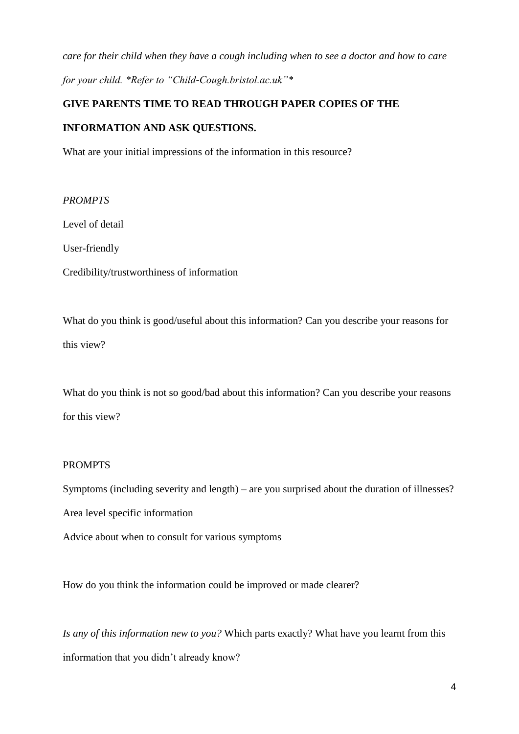*care for their child when they have a cough including when to see a doctor and how to care for your child. *Refer to "Child-Cough.bristol.ac.uk"**

**GIVE PARENTS TIME TO READ THROUGH PAPER COPIES OF THE INFORMATION AND ASK QUESTIONS.**

What are your initial impressions of the information in this resource?

*PROMPTS*

Level of detail

User-friendly

Credibility/trustworthiness of information

What do you think is good/useful about this information? Can you describe your reasons for this view?

What do you think is not so good/bad about this information? Can you describe your reasons for this view?

PROMPTS

Symptoms (including severity and length) – are you surprised about the duration of illnesses?

Area level specific information

Advice about when to consult for various symptoms

How do you think the information could be improved or made clearer?

*Is any of this information new to you?* Which parts exactly? What have you learnt from this information that you didn't already know?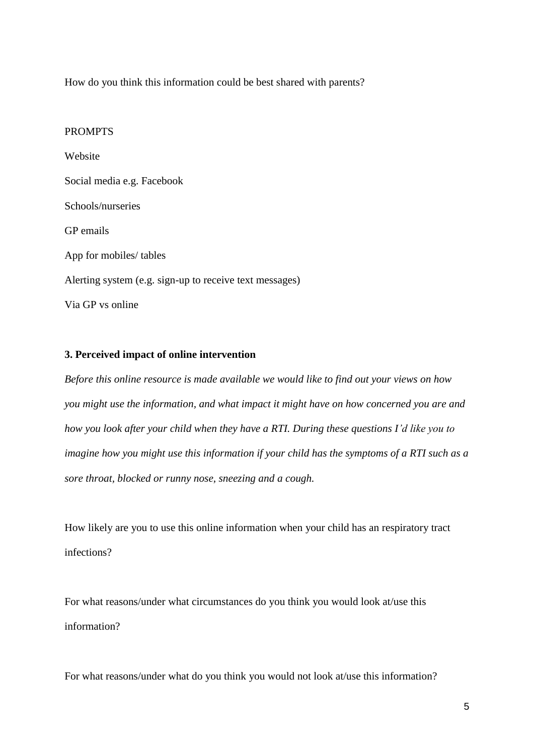How do you think this information could be best shared with parents?

PROMPTS

Website

Social media e.g. Facebook

Schools/nurseries

GP emails

App for mobiles/ tables

Alerting system (e.g. sign-up to receive text messages)

Via GP vs online

**3. Perceived impact of online intervention**

*Before this online resource is made available we would like to find out your views on how you might use the information, and what impact it might have on how concerned you are and how you look after your child when they have a RTI. During these questions I'd like you to imagine how you might use this information if your child has the symptoms of a RTI such as a sore throat, blocked or runny nose, sneezing and a cough.*

How likely are you to use this online information when your child has an respiratory tract infections?

For what reasons/under what circumstances do you think you would look at/use this information?

For what reasons/under what do you think you would not look at/use this information?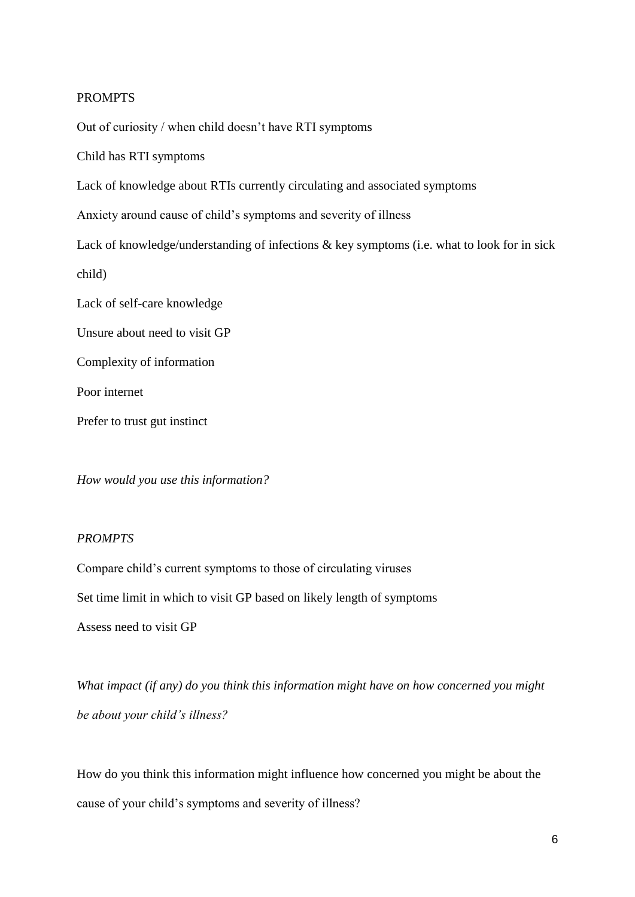PROMPTS

Out of curiosity / when child doesn't have RTI symptoms

Child has RTI symptoms

Lack of knowledge about RTIs currently circulating and associated symptoms

Anxiety around cause of child's symptoms and severity of illness

Lack of knowledge/understanding of infections & key symptoms (i.e. what to look for in sick child)

Lack of self-care knowledge

Unsure about need to visit GP

Complexity of information

Poor internet

Prefer to trust gut instinct

*How would you use this information?*

*PROMPTS*

Compare child's current symptoms to those of circulating viruses

Set time limit in which to visit GP based on likely length of symptoms

Assess need to visit GP

*What impact (if any) do you think this information might have on how concerned you might be about your child's illness?*

How do you think this information might influence how concerned you might be about the cause of your child's symptoms and severity of illness?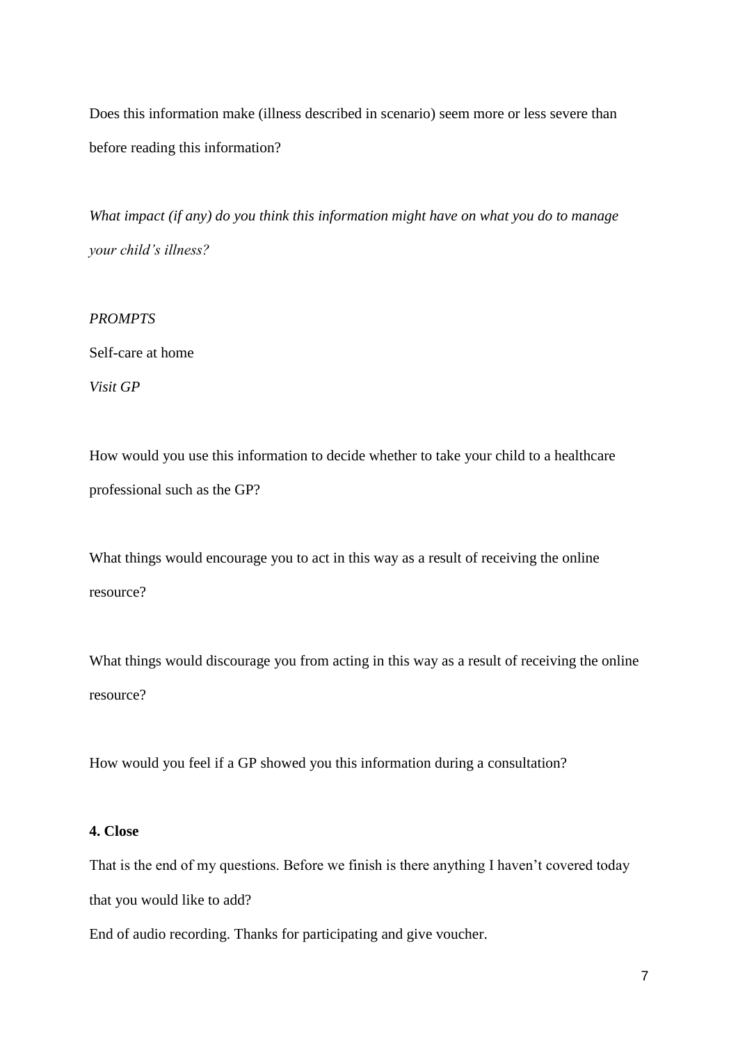Does this information make (illness described in scenario) seem more or less severe than before reading this information?

*What impact (if any) do you think this information might have on what you do to manage your child's illness?*

*PROMPTS*

Self-care at home

*Visit GP*

How would you use this information to decide whether to take your child to a healthcare professional such as the GP?

What things would encourage you to act in this way as a result of receiving the online resource?

What things would discourage you from acting in this way as a result of receiving the online resource?

How would you feel if a GP showed you this information during a consultation?

**4. Close**

That is the end of my questions. Before we finish is there anything I haven't covered today that you would like to add?

End of audio recording. Thanks for participating and give voucher.